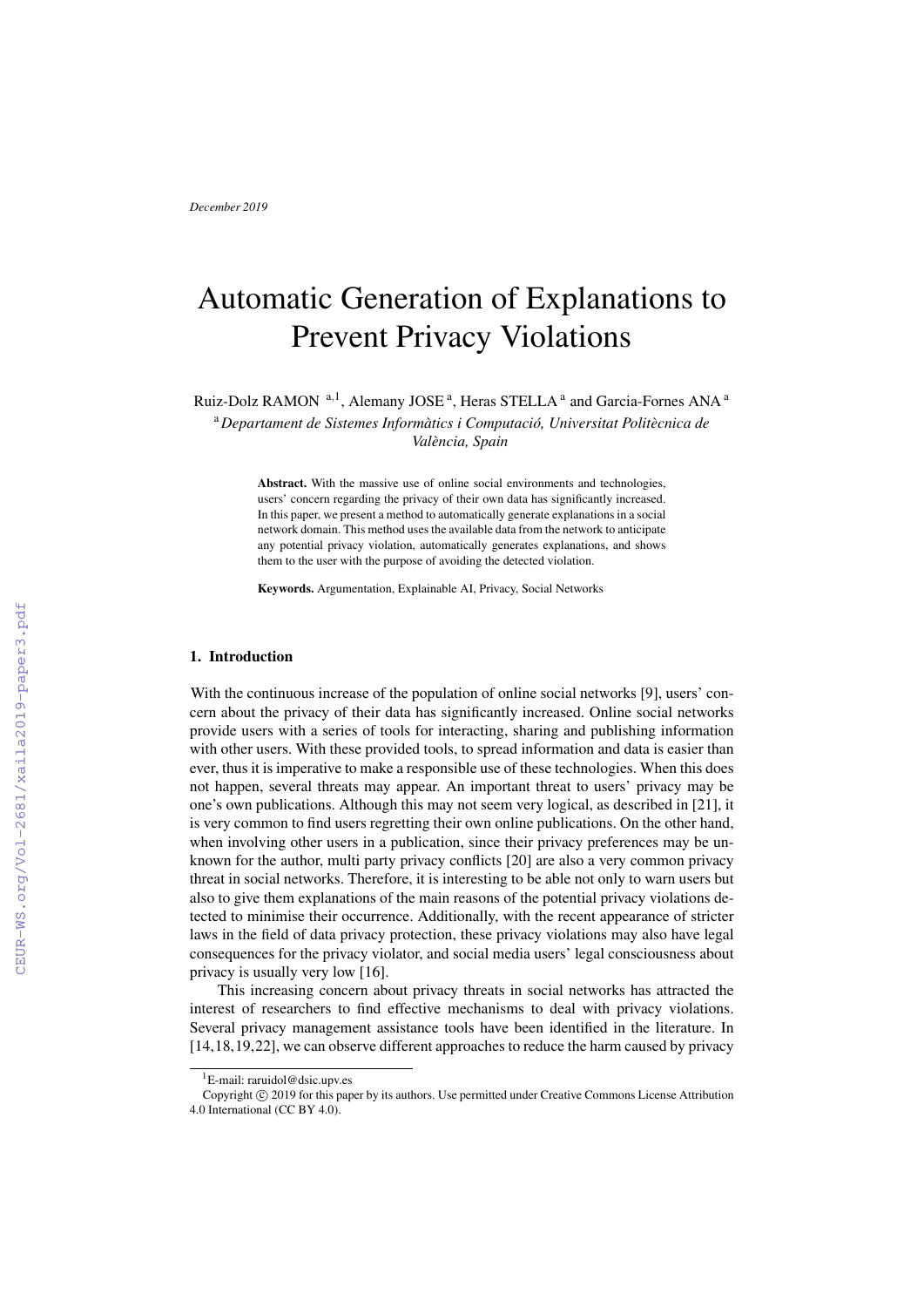December 2019

# Automatic Generation of Explanations to Prevent Privacy Violations

Ruiz-Dolz RAMON [a,1], Alemany JOSE [a], Heras STELLA [a] and Garcia-Fornes ANA [a]

[a] *Departament de Sistemes Informàtics i Computació, Universitat Politècnica de València, Spain*

**Abstract.** With the massive use of online social environments and technologies, users' concern regarding the privacy of their own data has significantly increased. In this paper, we present a method to automatically generate explanations in a social network domain. This method uses the available data from the network to anticipate any potential privacy violation, automatically generates explanations, and shows them to the user with the purpose of avoiding the detected violation.

**Keywords.** Argumentation, Explainable AI, Privacy, Social Networks

## 1. Introduction

With the continuous increase of the population of online social networks [9], users' concern about the privacy of their data has significantly increased. Online social networks provide users with a series of tools for interacting, sharing and publishing information with other users. With these provided tools, to spread information and data is easier than ever, thus it is imperative to make a responsible use of these technologies. When this does not happen, several threats may appear. An important threat to users' privacy may be one's own publications. Although this may not seem very logical, as described in [21], it is very common to find users regretting their own online publications. On the other hand, when involving other users in a publication, since their privacy preferences may be unknown for the author, multi party privacy conflicts [20] are also a very common privacy threat in social networks. Therefore, it is interesting to be able not only to warn users but also to give them explanations of the main reasons of the potential privacy violations detected to minimise their occurrence. Additionally, with the recent appearance of stricter laws in the field of data privacy protection, these privacy violations may also have legal consequences for the privacy violator, and social media users' legal consciousness about privacy is usually very low [16].

This increasing concern about privacy threats in social networks has attracted the interest of researchers to find effective mechanisms to deal with privacy violations. Several privacy management assistance tools have been identified in the literature. In [14,18,19,22], we can observe different approaches to reduce the harm caused by privacy

[1] E-mail: raruidol@dsic.upv.es

Copyright © 2019 for this paper by its authors. Use permitted under Creative Commons License Attribution 4.0 International (CC BY 4.0).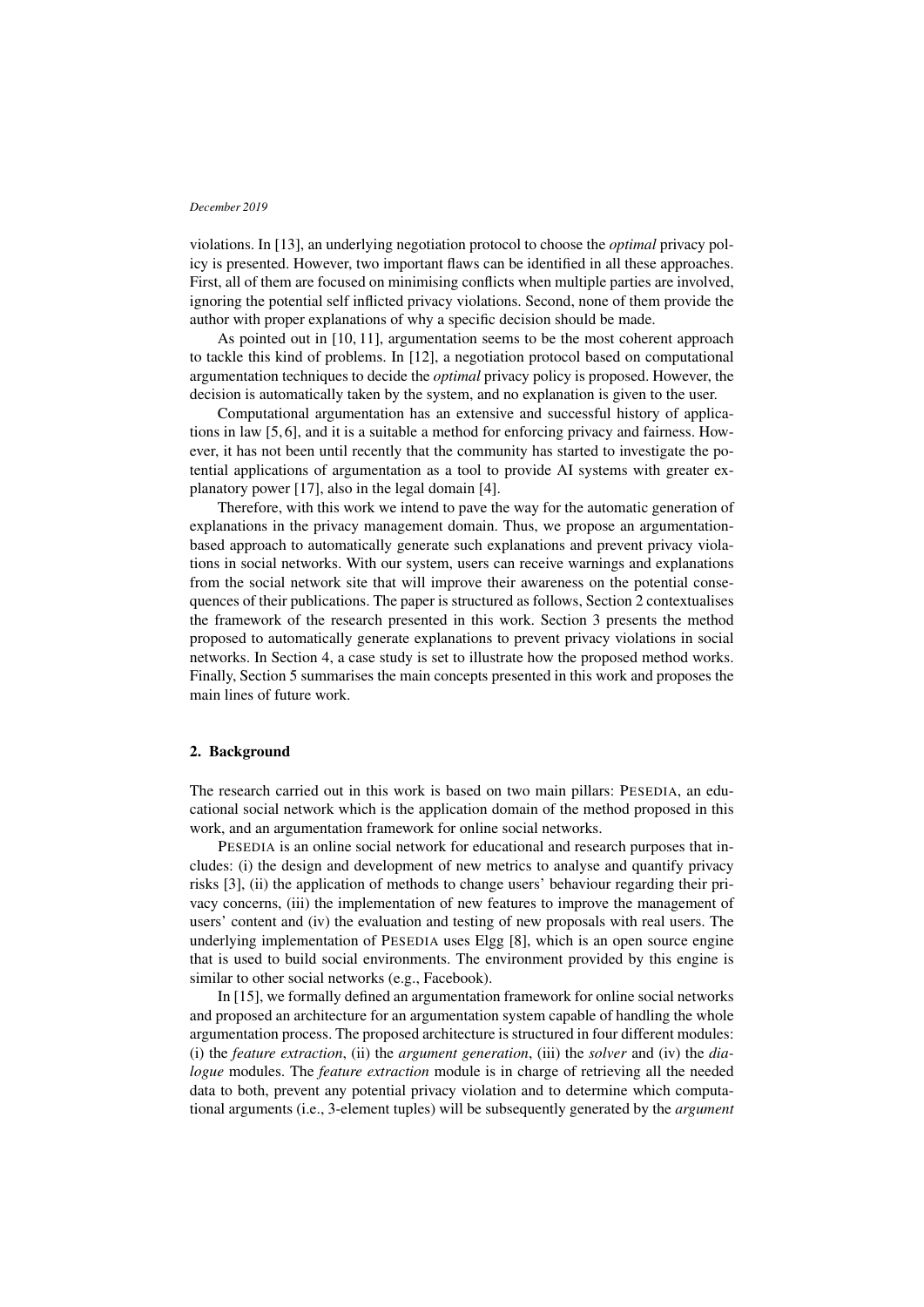violations. In [13], an underlying negotiation protocol to choose the *optimal* privacy policy is presented. However, two important flaws can be identified in all these approaches. First, all of them are focused on minimising conflicts when multiple parties are involved, ignoring the potential self inflicted privacy violations. Second, none of them provide the author with proper explanations of why a specific decision should be made.

As pointed out in [10, 11], argumentation seems to be the most coherent approach to tackle this kind of problems. In [12], a negotiation protocol based on computational argumentation techniques to decide the *optimal* privacy policy is proposed. However, the decision is automatically taken by the system, and no explanation is given to the user.

Computational argumentation has an extensive and successful history of applications in law [5, 6], and it is a suitable a method for enforcing privacy and fairness. However, it has not been until recently that the community has started to investigate the potential applications of argumentation as a tool to provide AI systems with greater explanatory power [17], also in the legal domain [4].

Therefore, with this work we intend to pave the way for the automatic generation of explanations in the privacy management domain. Thus, we propose an argumentation-based approach to automatically generate such explanations and prevent privacy violations in social networks. With our system, users can receive warnings and explanations from the social network site that will improve their awareness on the potential consequences of their publications. The paper is structured as follows, Section 2 contextualises the framework of the research presented in this work. Section 3 presents the method proposed to automatically generate explanations to prevent privacy violations in social networks. In Section 4, a case study is set to illustrate how the proposed method works. Finally, Section 5 summarises the main concepts presented in this work and proposes the main lines of future work.

## 2. Background

The research carried out in this work is based on two main pillars: PESEDIA, an educational social network which is the application domain of the method proposed in this work, and an argumentation framework for online social networks.

PESEDIA is an online social network for educational and research purposes that includes: (i) the design and development of new metrics to analyse and quantify privacy risks [3], (ii) the application of methods to change users' behaviour regarding their privacy concerns, (iii) the implementation of new features to improve the management of users' content and (iv) the evaluation and testing of new proposals with real users. The underlying implementation of PESEDIA uses Elgg [8], which is an open source engine that is used to build social environments. The environment provided by this engine is similar to other social networks (e.g., Facebook).

In [15], we formally defined an argumentation framework for online social networks and proposed an architecture for an argumentation system capable of handling the whole argumentation process. The proposed architecture is structured in four different modules: (i) the *feature extraction*, (ii) the *argument generation*, (iii) the *solver* and (iv) the *dialogue* modules. The *feature extraction* module is in charge of retrieving all the needed data to both, prevent any potential privacy violation and to determine which computational arguments (i.e., 3-element tuples) will be subsequently generated by the *argument*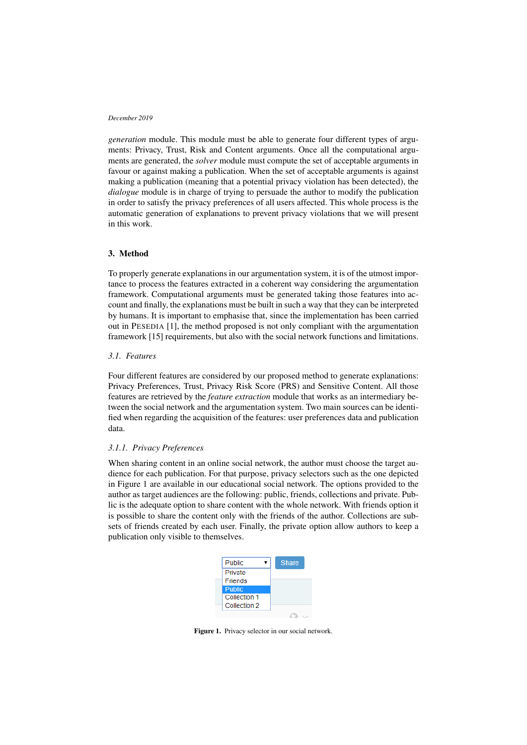*generation* module. This module must be able to generate four different types of arguments: Privacy, Trust, Risk and Content arguments. Once all the computational arguments are generated, the *solver* module must compute the set of acceptable arguments in favour or against making a publication. When the set of acceptable arguments is against making a publication (meaning that a potential privacy violation has been detected), the *dialogue* module is in charge of trying to persuade the author to modify the publication in order to satisfy the privacy preferences of all users affected. This whole process is the automatic generation of explanations to prevent privacy violations that we will present in this work.

## 3. Method

To properly generate explanations in our argumentation system, it is of the utmost importance to process the features extracted in a coherent way considering the argumentation framework. Computational arguments must be generated taking those features into account and finally, the explanations must be built in such a way that they can be interpreted by humans. It is important to emphasise that, since the implementation has been carried out in PESEDIA [1], the method proposed is not only compliant with the argumentation framework [15] requirements, but also with the social network functions and limitations.

### 3.1. Features

Four different features are considered by our proposed method to generate explanations: Privacy Preferences, Trust, Privacy Risk Score (PRS) and Sensitive Content. All those features are retrieved by the *feature extraction* module that works as an intermediary between the social network and the argumentation system. Two main sources can be identified when regarding the acquisition of the features: user preferences data and publication data.

#### 3.1.1. Privacy Preferences

When sharing content in an online social network, the author must choose the target audience for each publication. For that purpose, privacy selectors such as the one depicted in Figure 1 are available in our educational social network. The options provided to the author as target audiences are the following: public, friends, collections and private. Public is the adequate option to share content with the whole network. With friends option it is possible to share the content only with the friends of the author. Collections are subsets of friends created by each user. Finally, the private option allow authors to keep a publication only visible to themselves.

**Figure 1.** Privacy selector in our social network.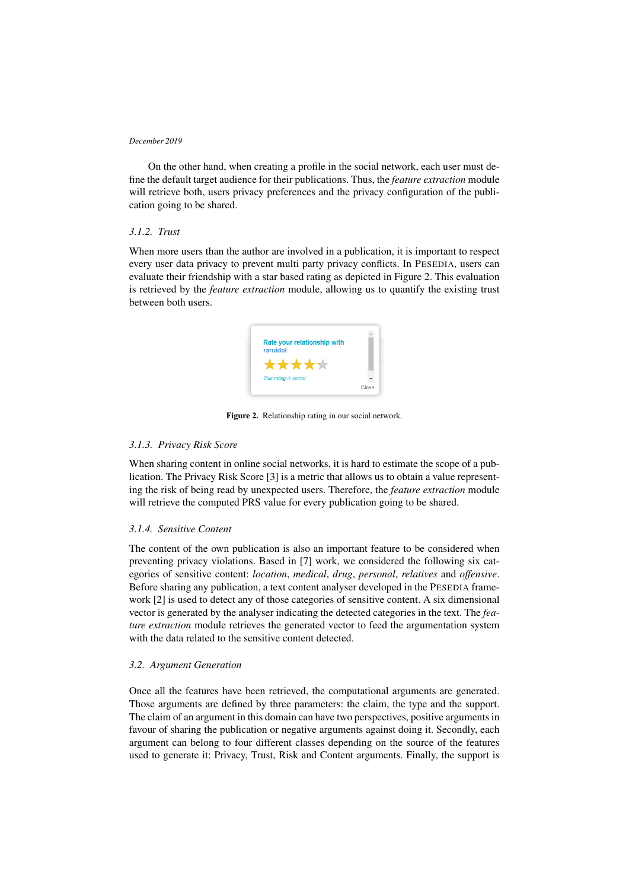On the other hand, when creating a profile in the social network, each user must define the default target audience for their publications. Thus, the *feature extraction* module will retrieve both, users privacy preferences and the privacy configuration of the publication going to be shared.

### 3.1.2. Trust

When more users than the author are involved in a publication, it is important to respect every user data privacy to prevent multi party privacy conflicts. In PESEDIA, users can evaluate their friendship with a star based rating as depicted in Figure 2. This evaluation is retrieved by the *feature extraction* module, allowing us to quantify the existing trust between both users.

**Figure 2.** Relationship rating in our social network.

### 3.1.3. Privacy Risk Score

When sharing content in online social networks, it is hard to estimate the scope of a publication. The Privacy Risk Score [3] is a metric that allows us to obtain a value representing the risk of being read by unexpected users. Therefore, the *feature extraction* module will retrieve the computed PRS value for every publication going to be shared.

### 3.1.4. Sensitive Content

The content of the own publication is also an important feature to be considered when preventing privacy violations. Based in [7] work, we considered the following six categories of sensitive content: *location*, *medical*, *drug*, *personal*, *relatives* and *offensive*. Before sharing any publication, a text content analyser developed in the PESEDIA framework [2] is used to detect any of those categories of sensitive content. A six dimensional vector is generated by the analyser indicating the detected categories in the text. The *feature extraction* module retrieves the generated vector to feed the argumentation system with the data related to the sensitive content detected.

## 3.2. Argument Generation

Once all the features have been retrieved, the computational arguments are generated. Those arguments are defined by three parameters: the claim, the type and the support. The claim of an argument in this domain can have two perspectives, positive arguments in favour of sharing the publication or negative arguments against doing it. Secondly, each argument can belong to four different classes depending on the source of the features used to generate it: Privacy, Trust, Risk and Content arguments. Finally, the support is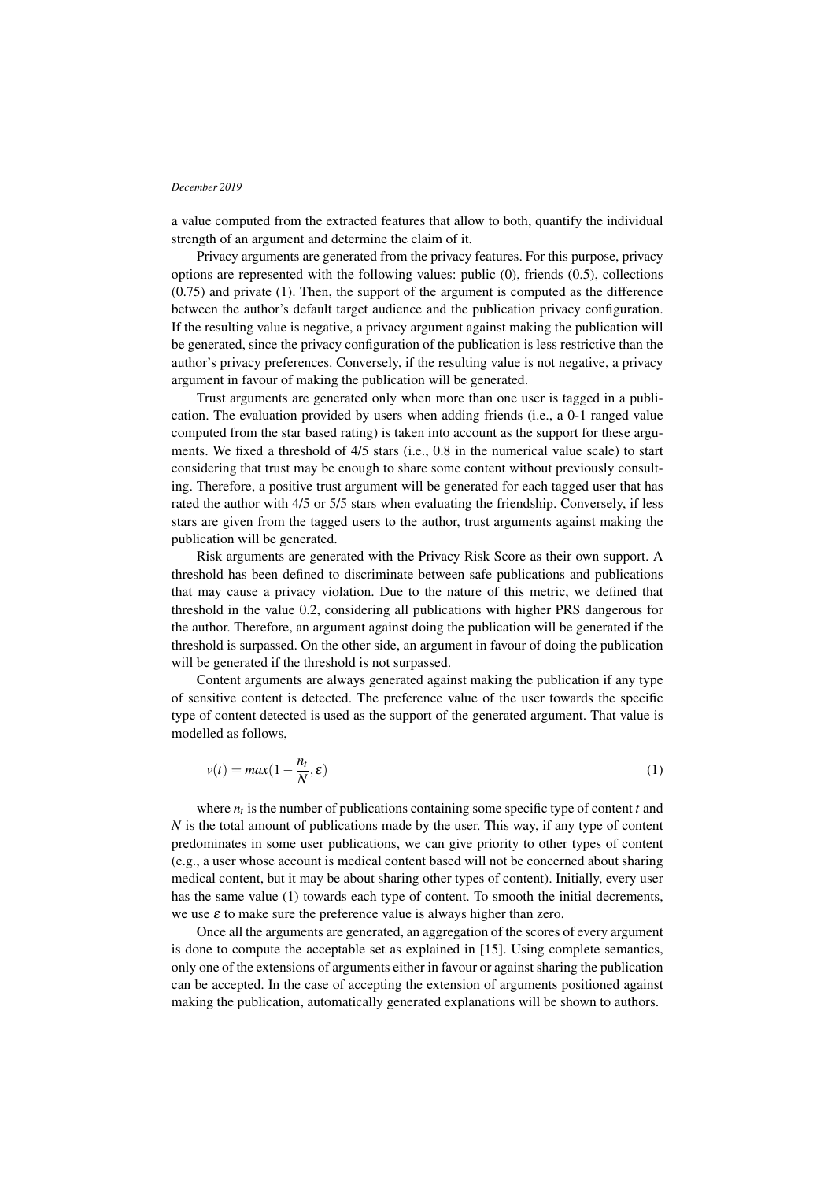a value computed from the extracted features that allow to both, quantify the individual strength of an argument and determine the claim of it.

Privacy arguments are generated from the privacy features. For this purpose, privacy options are represented with the following values: public (0), friends (0.5), collections (0.75) and private (1). Then, the support of the argument is computed as the difference between the author's default target audience and the publication privacy configuration. If the resulting value is negative, a privacy argument against making the publication will be generated, since the privacy configuration of the publication is less restrictive than the author's privacy preferences. Conversely, if the resulting value is not negative, a privacy argument in favour of making the publication will be generated.

Trust arguments are generated only when more than one user is tagged in a publication. The evaluation provided by users when adding friends (i.e., a 0-1 ranged value computed from the star based rating) is taken into account as the support for these arguments. We fixed a threshold of 4/5 stars (i.e., 0.8 in the numerical value scale) to start considering that trust may be enough to share some content without previously consulting. Therefore, a positive trust argument will be generated for each tagged user that has rated the author with 4/5 or 5/5 stars when evaluating the friendship. Conversely, if less stars are given from the tagged users to the author, trust arguments against making the publication will be generated.

Risk arguments are generated with the Privacy Risk Score as their own support. A threshold has been defined to discriminate between safe publications and publications that may cause a privacy violation. Due to the nature of this metric, we defined that threshold in the value 0.2, considering all publications with higher PRS dangerous for the author. Therefore, an argument against doing the publication will be generated if the threshold is surpassed. On the other side, an argument in favour of doing the publication will be generated if the threshold is not surpassed.

Content arguments are always generated against making the publication if any type of sensitive content is detected. The preference value of the user towards the specific type of content detected is used as the support of the generated argument. That value is modelled as follows,

$$v(t) = max(1 - \frac{n_t}{N}, \varepsilon) \tag{1}$$

where $n_t$ is the number of publications containing some specific type of content $t$ and $N$ is the total amount of publications made by the user. This way, if any type of content predominates in some user publications, we can give priority to other types of content (e.g., a user whose account is medical content based will not be concerned about sharing medical content, but it may be about sharing other types of content). Initially, every user has the same value (1) towards each type of content. To smooth the initial decrements, we use $\varepsilon$ to make sure the preference value is always higher than zero.

Once all the arguments are generated, an aggregation of the scores of every argument is done to compute the acceptable set as explained in [15]. Using complete semantics, only one of the extensions of arguments either in favour or against sharing the publication can be accepted. In the case of accepting the extension of arguments positioned against making the publication, automatically generated explanations will be shown to authors.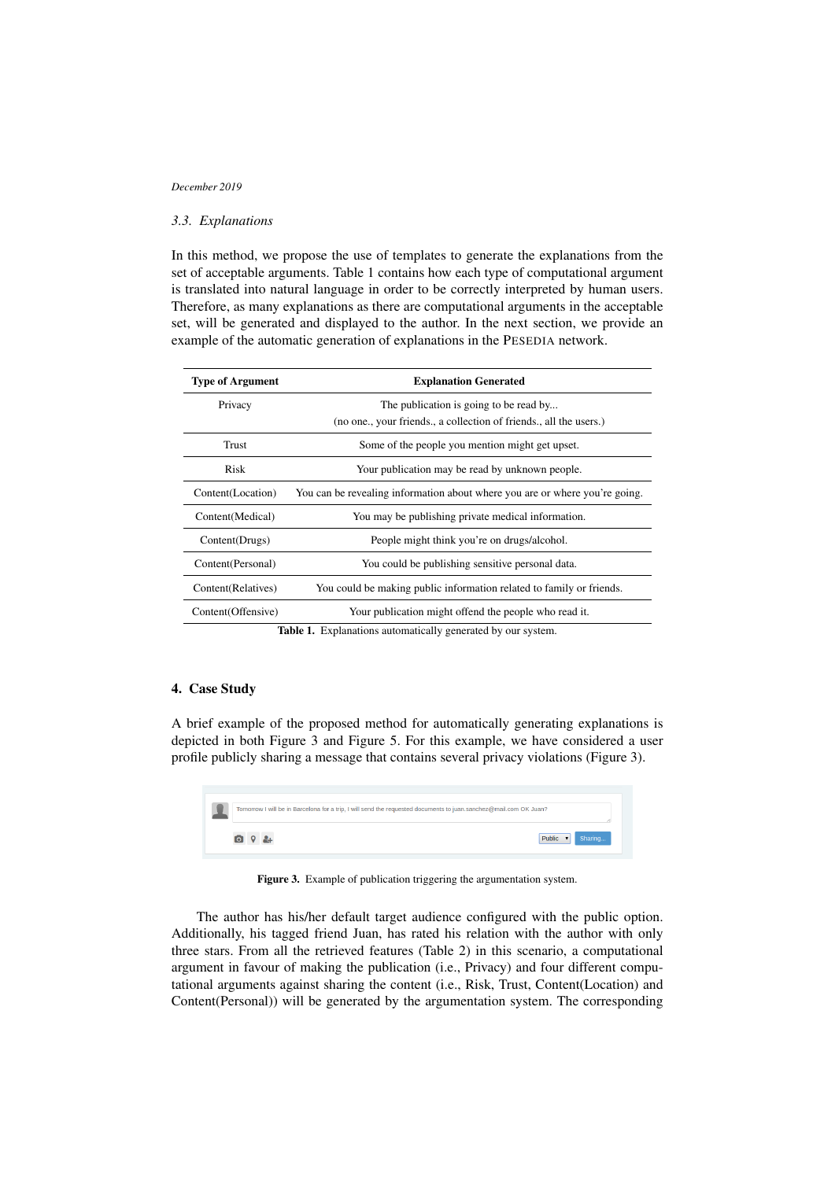### 3.3. Explanations

In this method, we propose the use of templates to generate the explanations from the set of acceptable arguments. Table 1 contains how each type of computational argument is translated into natural language in order to be correctly interpreted by human users. Therefore, as many explanations as there are computational arguments in the acceptable set, will be generated and displayed to the author. In the next section, we provide an example of the automatic generation of explanations in the PESEDIA network.

| Type of Argument | Explanation Generated |
|---|---|
| Privacy | The publication is going to be read by... (no one., your friends., a collection of friends., all the users.) |
| Trust | Some of the people you mention might get upset. |
| Risk | Your publication may be read by unknown people. |
| Content(Location) | You can be revealing information about where you are or where you're going. |
| Content(Medical) | You may be publishing private medical information. |
| Content(Drugs) | People might think you're on drugs/alcohol. |
| Content(Personal) | You could be publishing sensitive personal data. |
| Content(Relatives) | You could be making public information related to family or friends. |
| Content(Offensive) | Your publication might offend the people who read it. |

**Table 1.** Explanations automatically generated by our system.

## 4. Case Study

A brief example of the proposed method for automatically generating explanations is depicted in both Figure 3 and Figure 5. For this example, we have considered a user profile publicly sharing a message that contains several privacy violations (Figure 3).

Tomorrow I will be in Barcelona for a trip, I will send the requested documents to juan.sanchez@mail.com OK Juan?

Public | Sharing...

**Figure 3.** Example of publication triggering the argumentation system.

The author has his/her default target audience configured with the public option. Additionally, his tagged friend Juan, has rated his relation with the author with only three stars. From all the retrieved features (Table 2) in this scenario, a computational argument in favour of making the publication (i.e., Privacy) and four different computational arguments against sharing the content (i.e., Risk, Trust, Content(Location) and Content(Personal)) will be generated by the argumentation system. The corresponding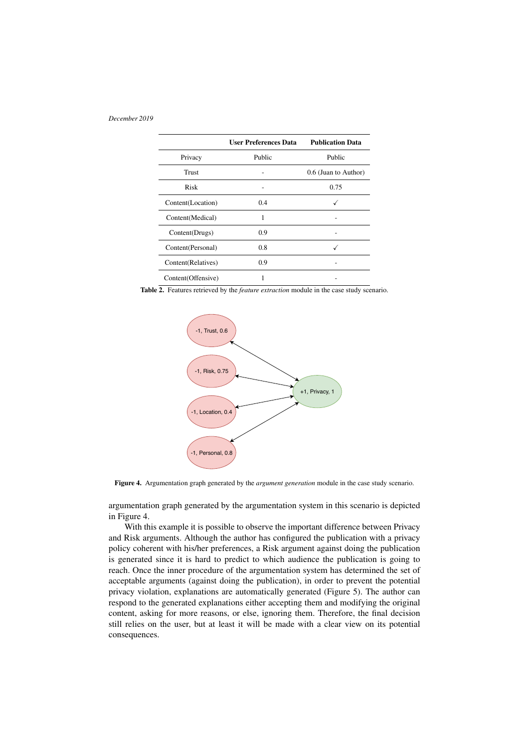| | User Preferences Data | Publication Data |
|---|---|---|
| Privacy | Public | Public |
| Trust | - | 0.6 (Juan to Author) |
| Risk | - | 0.75 |
| Content(Location) | 0.4 | ✓ |
| Content(Medical) | 1 | - |
| Content(Drugs) | 0.9 | - |
| Content(Personal) | 0.8 | ✓ |
| Content(Relatives) | 0.9 | - |
| Content(Offensive) | 1 | - |

**Table 2.** Features retrieved by the *feature extraction* module in the case study scenario.

**Figure 4.** Argumentation graph generated by the *argument generation* module in the case study scenario.

argumentation graph generated by the argumentation system in this scenario is depicted in Figure 4.

With this example it is possible to observe the important difference between Privacy and Risk arguments. Although the author has configured the publication with a privacy policy coherent with his/her preferences, a Risk argument against doing the publication is generated since it is hard to predict to which audience the publication is going to reach. Once the inner procedure of the argumentation system has determined the set of acceptable arguments (against doing the publication), in order to prevent the potential privacy violation, explanations are automatically generated (Figure 5). The author can respond to the generated explanations either accepting them and modifying the original content, asking for more reasons, or else, ignoring them. Therefore, the final decision still relies on the user, but at least it will be made with a clear view on its potential consequences.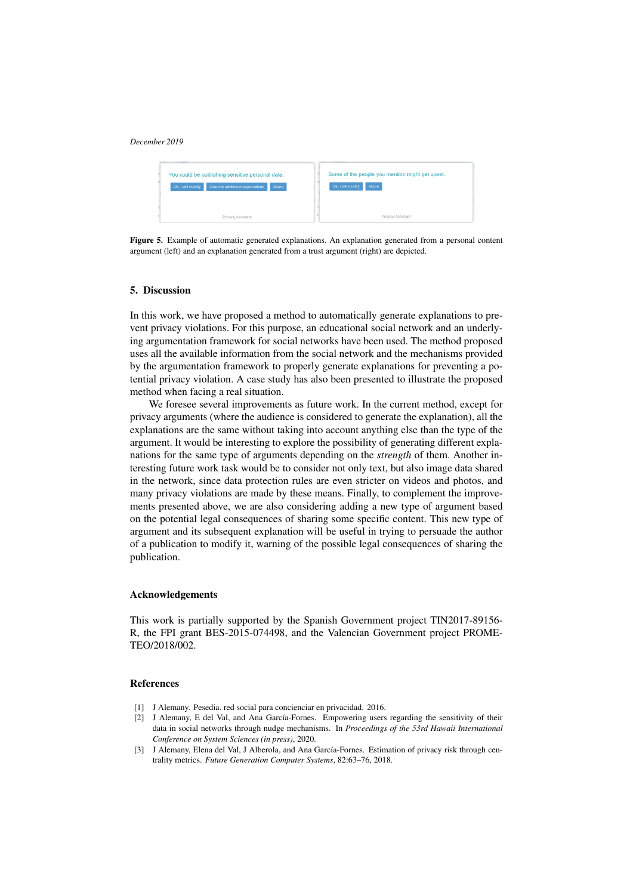Figure 5. Example of automatic generated explanations. An explanation generated from a personal content argument (left) and an explanation generated from a trust argument (right) are depicted.

## 5. Discussion

In this work, we have proposed a method to automatically generate explanations to prevent privacy violations. For this purpose, an educational social network and an underlying argumentation framework for social networks have been used. The method proposed uses all the available information from the social network and the mechanisms provided by the argumentation framework to properly generate explanations for preventing a potential privacy violation. A case study has also been presented to illustrate the proposed method when facing a real situation.

We foresee several improvements as future work. In the current method, except for privacy arguments (where the audience is considered to generate the explanation), all the explanations are the same without taking into account anything else than the type of the argument. It would be interesting to explore the possibility of generating different explanations for the same type of arguments depending on the *strength* of them. Another interesting future work task would be to consider not only text, but also image data shared in the network, since data protection rules are even stricter on videos and photos, and many privacy violations are made by these means. Finally, to complement the improvements presented above, we are also considering adding a new type of argument based on the potential legal consequences of sharing some specific content. This new type of argument and its subsequent explanation will be useful in trying to persuade the author of a publication to modify it, warning of the possible legal consequences of sharing the publication.

### Acknowledgements

This work is partially supported by the Spanish Government project TIN2017-89156-R, the FPI grant BES-2015-074498, and the Valencian Government project PROMETEO/2018/002.

### References

[1] J Alemany. Pesedia. red social para concienciar en privacidad. 2016.

[2] J Alemany, E del Val, and Ana García-Fornes. Empowering users regarding the sensitivity of their data in social networks through nudge mechanisms. In *Proceedings of the 53rd Hawaii International Conference on System Sciences (in press)*, 2020.

[3] J Alemany, Elena del Val, J Alberola, and Ana García-Fornes. Estimation of privacy risk through centrality metrics. *Future Generation Computer Systems*, 82:63–76, 2018.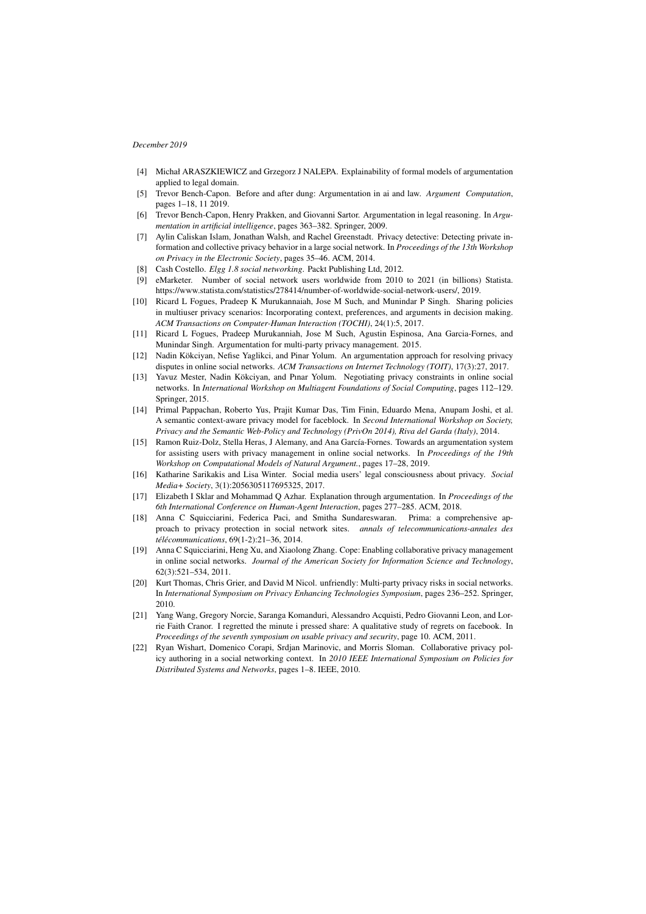[4] Michał ARASZKIEWICZ and Grzegorz J NALEPA. Explainability of formal models of argumentation applied to legal domain.

[5] Trevor Bench-Capon. Before and after dung: Argumentation in ai and law. *Argument Computation*, pages 1–18, 11 2019.

[6] Trevor Bench-Capon, Henry Prakken, and Giovanni Sartor. Argumentation in legal reasoning. In *Argumentation in artificial intelligence*, pages 363–382. Springer, 2009.

[7] Aylin Caliskan Islam, Jonathan Walsh, and Rachel Greenstadt. Privacy detective: Detecting private information and collective privacy behavior in a large social network. In *Proceedings of the 13th Workshop on Privacy in the Electronic Society*, pages 35–46. ACM, 2014.

[8] Cash Costello. *Elgg 1.8 social networking*. Packt Publishing Ltd, 2012.

[9] eMarketer. Number of social network users worldwide from 2010 to 2021 (in billions) Statista. https://www.statista.com/statistics/278414/number-of-worldwide-social-network-users/, 2019.

[10] Ricard L Fogues, Pradeep K Murukannaiah, Jose M Such, and Munindar P Singh. Sharing policies in multiuser privacy scenarios: Incorporating context, preferences, and arguments in decision making. *ACM Transactions on Computer-Human Interaction (TOCHI)*, 24(1):5, 2017.

[11] Ricard L Fogues, Pradeep Murukanniah, Jose M Such, Agustin Espinosa, Ana Garcia-Fornes, and Munindar Singh. Argumentation for multi-party privacy management. 2015.

[12] Nadin Kökciyan, Nefise Yaglikci, and Pinar Yolum. An argumentation approach for resolving privacy disputes in online social networks. *ACM Transactions on Internet Technology (TOIT)*, 17(3):27, 2017.

[13] Yavuz Mester, Nadin Kökciyan, and Pınar Yolum. Negotiating privacy constraints in online social networks. In *International Workshop on Multiagent Foundations of Social Computing*, pages 112–129. Springer, 2015.

[14] Primal Pappachan, Roberto Yus, Prajit Kumar Das, Tim Finin, Eduardo Mena, Anupam Joshi, et al. A semantic context-aware privacy model for faceblock. In *Second International Workshop on Society, Privacy and the Semantic Web-Policy and Technology (PrivOn 2014), Riva del Garda (Italy)*, 2014.

[15] Ramon Ruiz-Dolz, Stella Heras, J Alemany, and Ana García-Fornes. Towards an argumentation system for assisting users with privacy management in online social networks. In *Proceedings of the 19th Workshop on Computational Models of Natural Argument.*, pages 17–28, 2019.

[16] Katharine Sarikakis and Lisa Winter. Social media users' legal consciousness about privacy. *Social Media+ Society*, 3(1):2056305117695325, 2017.

[17] Elizabeth I Sklar and Mohammad Q Azhar. Explanation through argumentation. In *Proceedings of the 6th International Conference on Human-Agent Interaction*, pages 277–285. ACM, 2018.

[18] Anna C Squicciarini, Federica Paci, and Smitha Sundareswaran. Prima: a comprehensive approach to privacy protection in social network sites. *annals of telecommunications-annales des télécommunications*, 69(1-2):21–36, 2014.

[19] Anna C Squicciarini, Heng Xu, and Xiaolong Zhang. Cope: Enabling collaborative privacy management in online social networks. *Journal of the American Society for Information Science and Technology*, 62(3):521–534, 2011.

[20] Kurt Thomas, Chris Grier, and David M Nicol. unfriendly: Multi-party privacy risks in social networks. In *International Symposium on Privacy Enhancing Technologies Symposium*, pages 236–252. Springer, 2010.

[21] Yang Wang, Gregory Norcie, Saranga Komanduri, Alessandro Acquisti, Pedro Giovanni Leon, and Lorrie Faith Cranor. I regretted the minute i pressed share: A qualitative study of regrets on facebook. In *Proceedings of the seventh symposium on usable privacy and security*, page 10. ACM, 2011.

[22] Ryan Wishart, Domenico Corapi, Srdjan Marinovic, and Morris Sloman. Collaborative privacy policy authoring in a social networking context. In *2010 IEEE International Symposium on Policies for Distributed Systems and Networks*, pages 1–8. IEEE, 2010.